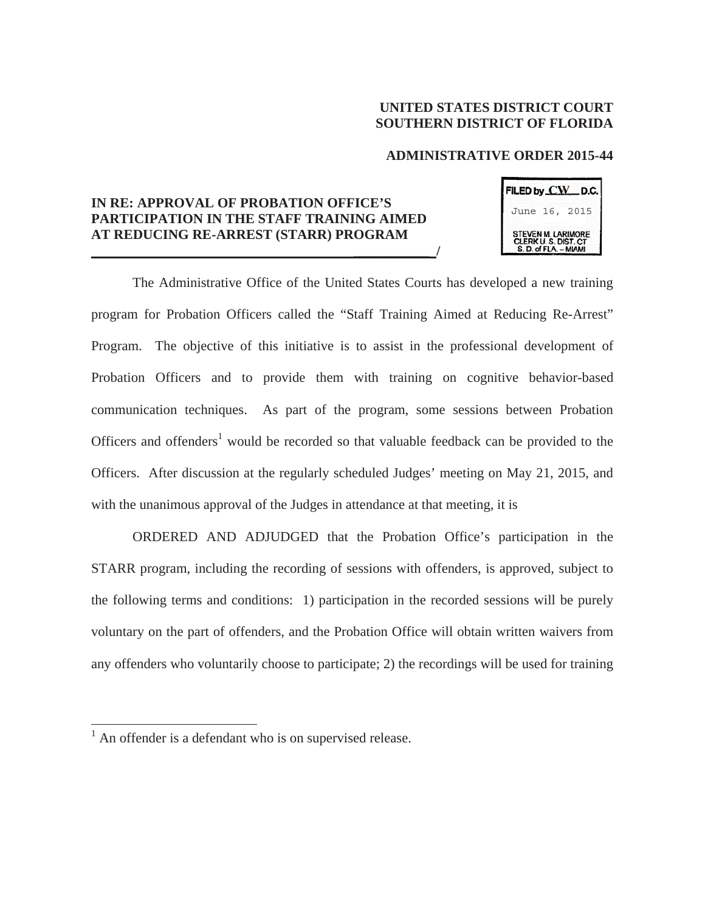**UNITED STATES DISTRICT COURT**
**SOUTHERN DISTRICT OF FLORIDA**

**ADMINISTRATIVE ORDER 2015-44**

FILED by CW D.C.
June 16, 2015
STEVEN M. LARIMORE
CLERK U. S. DIST. CT
S. D. of FLA. – MIAMI

**IN RE: APPROVAL OF PROBATION OFFICE'S PARTICIPATION IN THE STAFF TRAINING AIMED AT REDUCING RE-ARREST (STARR) PROGRAM**
**_______________________________________/**

The Administrative Office of the United States Courts has developed a new training program for Probation Officers called the "Staff Training Aimed at Reducing Re-Arrest" Program. The objective of this initiative is to assist in the professional development of Probation Officers and to provide them with training on cognitive behavior-based communication techniques. As part of the program, some sessions between Probation Officers and offenders[1] would be recorded so that valuable feedback can be provided to the Officers. After discussion at the regularly scheduled Judges' meeting on May 21, 2015, and with the unanimous approval of the Judges in attendance at that meeting, it is

ORDERED AND ADJUDGED that the Probation Office's participation in the STARR program, including the recording of sessions with offenders, is approved, subject to the following terms and conditions: 1) participation in the recorded sessions will be purely voluntary on the part of offenders, and the Probation Office will obtain written waivers from any offenders who voluntarily choose to participate; 2) the recordings will be used for training

[1] An offender is a defendant who is on supervised release.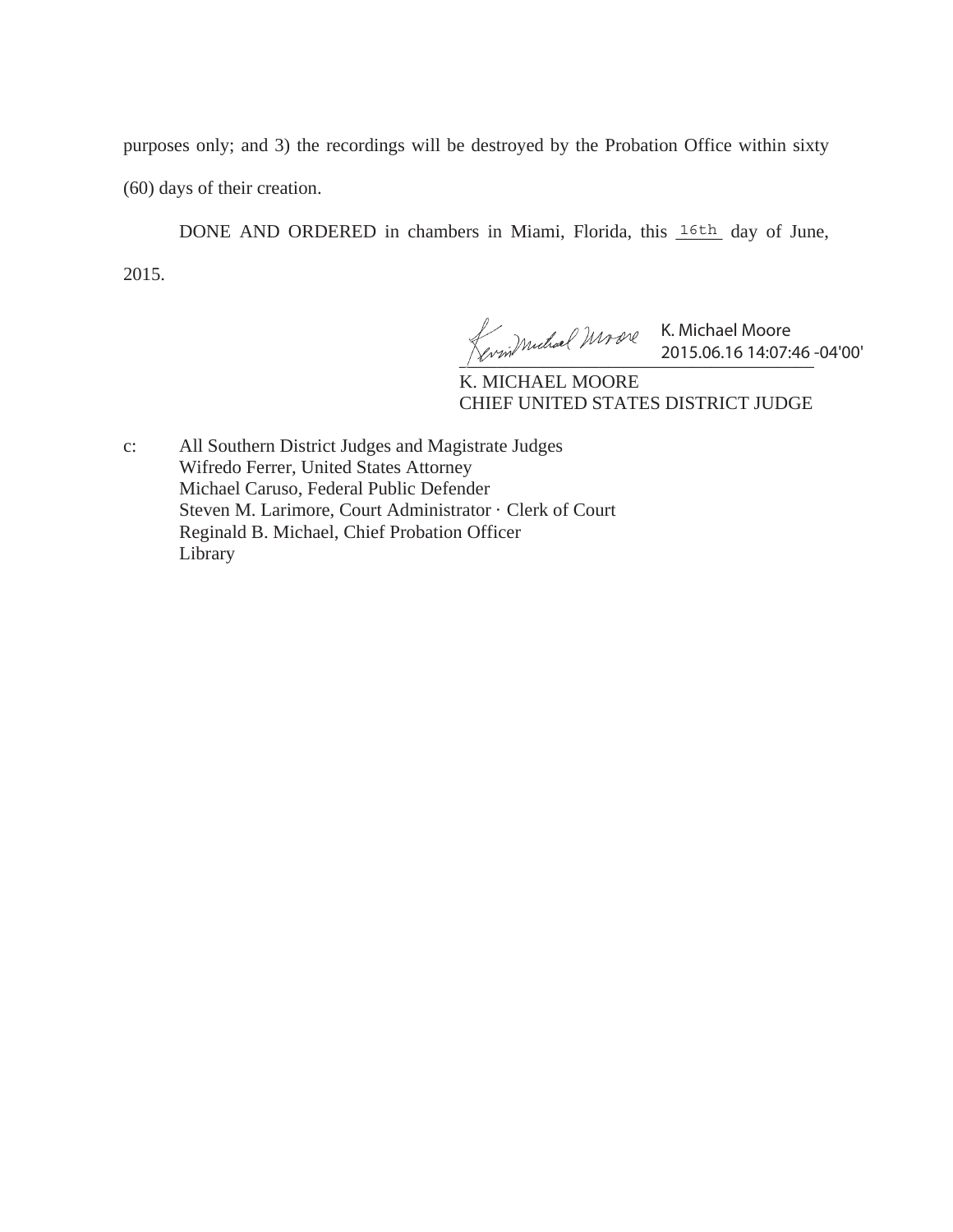purposes only; and 3) the recordings will be destroyed by the Probation Office within sixty (60) days of their creation.

DONE AND ORDERED in chambers in Miami, Florida, this 16th day of June, 2015.

K. Michael Moore
2015.06.16 14:07:46 -04'00'

K. MICHAEL MOORE
CHIEF UNITED STATES DISTRICT JUDGE

c: All Southern District Judges and Magistrate Judges
Wifredo Ferrer, United States Attorney
Michael Caruso, Federal Public Defender
Steven M. Larimore, Court Administrator · Clerk of Court
Reginald B. Michael, Chief Probation Officer
Library